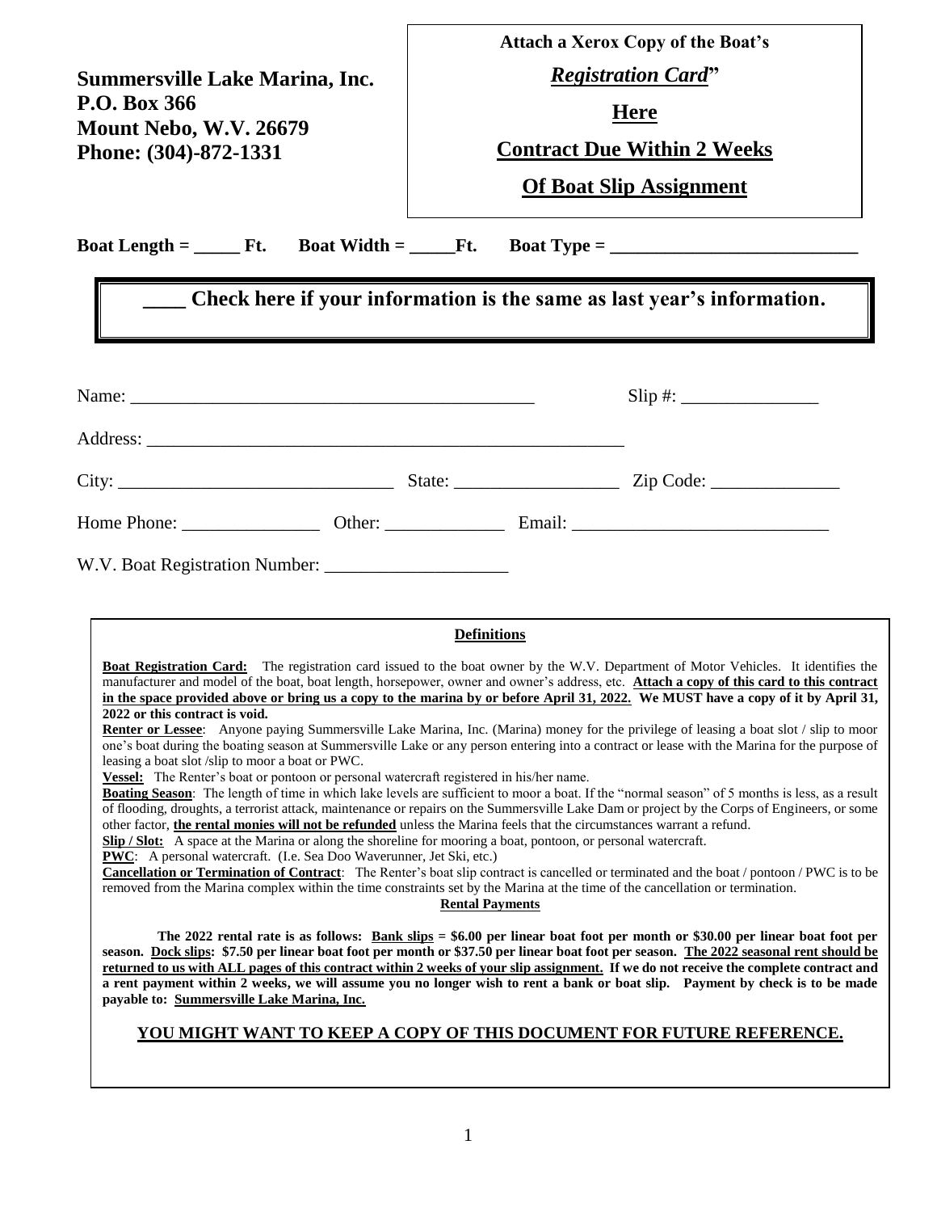**Summersville Lake Marina, Inc.**
**P.O. Box 366**
**Mount Nebo, W.V. 26679**
**Phone: (304)-872-1331**

**Attach a Xerox Copy of the Boat's**
***Registration Card*"**
**Here**
**Contract Due Within 2 Weeks**
**Of Boat Slip Assignment**

**Boat Length = _____ Ft. Boat Width = _____Ft. Boat Type = ___________________________**

**____ Check here if your information is the same as last year's information.**

Name: _____________________________________________ Slip #: _______________

Address: ______________________________________________________

City: ______________________________ State: __________________ Zip Code: ______________

Home Phone: _______________ Other: _____________ Email: ____________________________

W.V. Boat Registration Number: ____________________

**Definitions**

**Boat Registration Card:** The registration card issued to the boat owner by the W.V. Department of Motor Vehicles. It identifies the manufacturer and model of the boat, boat length, horsepower, owner and owner's address, etc. **Attach a copy of this card to this contract in the space provided above or bring us a copy to the marina by or before April 31, 2022. We MUST have a copy of it by April 31, 2022 or this contract is void.**

**Renter or Lessee**: Anyone paying Summersville Lake Marina, Inc. (Marina) money for the privilege of leasing a boat slot / slip to moor one's boat during the boating season at Summersville Lake or any person entering into a contract or lease with the Marina for the purpose of leasing a boat slot /slip to moor a boat or PWC.

**Vessel:** The Renter's boat or pontoon or personal watercraft registered in his/her name.

**Boating Season**: The length of time in which lake levels are sufficient to moor a boat. If the "normal season" of 5 months is less, as a result of flooding, droughts, a terrorist attack, maintenance or repairs on the Summersville Lake Dam or project by the Corps of Engineers, or some other factor, **the rental monies will not be refunded** unless the Marina feels that the circumstances warrant a refund.

**Slip / Slot:** A space at the Marina or along the shoreline for mooring a boat, pontoon, or personal watercraft.

**PWC**: A personal watercraft. (I.e. Sea Doo Waverunner, Jet Ski, etc.)

**Cancellation or Termination of Contract**: The Renter's boat slip contract is cancelled or terminated and the boat / pontoon / PWC is to be removed from the Marina complex within the time constraints set by the Marina at the time of the cancellation or termination.

**Rental Payments**

**The 2022 rental rate is as follows: Bank slips = $6.00 per linear boat foot per month or $30.00 per linear boat foot per season. Dock slips: $7.50 per linear boat foot per month or $37.50 per linear boat foot per season. The 2022 seasonal rent should be returned to us with ALL pages of this contract within 2 weeks of your slip assignment. If we do not receive the complete contract and a rent payment within 2 weeks, we will assume you no longer wish to rent a bank or boat slip. Payment by check is to be made payable to: Summersville Lake Marina, Inc.**

**YOU MIGHT WANT TO KEEP A COPY OF THIS DOCUMENT FOR FUTURE REFERENCE.**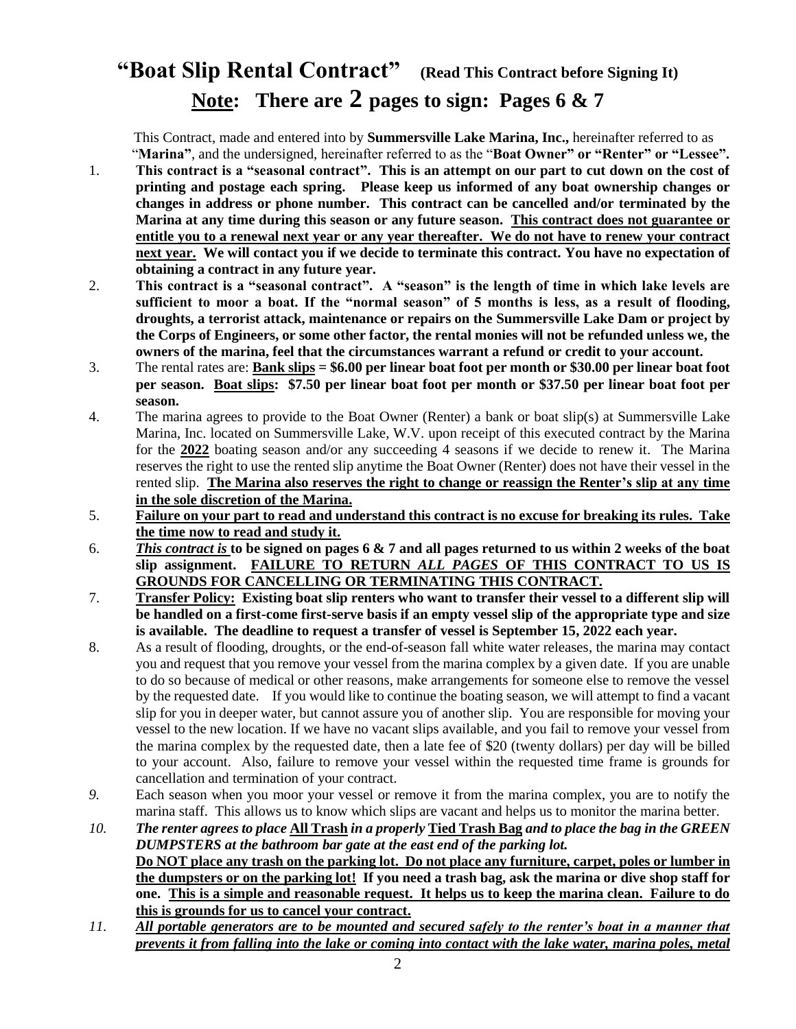# "Boat Slip Rental Contract" (Read This Contract before Signing It)

## Note: There are 2 pages to sign: Pages 6 & 7

This Contract, made and entered into by **Summersville Lake Marina, Inc.,** hereinafter referred to as "**Marina"**, and the undersigned, hereinafter referred to as the "**Boat Owner" or "Renter" or "Lessee".**

1. **This contract is a "seasonal contract". This is an attempt on our part to cut down on the cost of printing and postage each spring. Please keep us informed of any boat ownership changes or changes in address or phone number. This contract can be cancelled and/or terminated by the Marina at any time during this season or any future season. <u>This contract does not guarantee or entitle you to a renewal next year or any year thereafter. We do not have to renew your contract next year.</u> We will contact you if we decide to terminate this contract. You have no expectation of obtaining a contract in any future year.**
2. **This contract is a "seasonal contract". A "season" is the length of time in which lake levels are sufficient to moor a boat. If the "normal season" of 5 months is less, as a result of flooding, droughts, a terrorist attack, maintenance or repairs on the Summersville Lake Dam or project by the Corps of Engineers, or some other factor, the rental monies will not be refunded unless we, the owners of the marina, feel that the circumstances warrant a refund or credit to your account.**
3. The rental rates are: **<u>Bank slips</u> = $6.00 per linear boat foot per month or $30.00 per linear boat foot per season. <u>Boat slips</u>: $7.50 per linear boat foot per month or $37.50 per linear boat foot per season.**
4. The marina agrees to provide to the Boat Owner (Renter) a bank or boat slip(s) at Summersville Lake Marina, Inc. located on Summersville Lake, W.V. upon receipt of this executed contract by the Marina for the **<u>2022</u>** boating season and/or any succeeding 4 seasons if we decide to renew it. The Marina reserves the right to use the rented slip anytime the Boat Owner (Renter) does not have their vessel in the rented slip. **<u>The Marina also reserves the right to change or reassign the Renter's slip at any time in the sole discretion of the Marina.</u>**
5. **<u>Failure on your part to read and understand this contract is no excuse for breaking its rules. Take the time now to read and study it.</u>**
6. ***<u>This contract is</u>* to be signed on pages 6 & 7 and all pages returned to us within 2 weeks of the boat slip assignment. <u>FAILURE TO RETURN *ALL PAGES* OF THIS CONTRACT TO US IS GROUNDS FOR CANCELLING OR TERMINATING THIS CONTRACT.</u>**
7. **<u>Transfer Policy:</u> Existing boat slip renters who want to transfer their vessel to a different slip will be handled on a first-come first-serve basis if an empty vessel slip of the appropriate type and size is available. The deadline to request a transfer of vessel is September 15, 2022 each year.**
8. As a result of flooding, droughts, or the end-of-season fall white water releases, the marina may contact you and request that you remove your vessel from the marina complex by a given date. If you are unable to do so because of medical or other reasons, make arrangements for someone else to remove the vessel by the requested date. If you would like to continue the boating season, we will attempt to find a vacant slip for you in deeper water, but cannot assure you of another slip. You are responsible for moving your vessel to the new location. If we have no vacant slips available, and you fail to remove your vessel from the marina complex by the requested date, then a late fee of $20 (twenty dollars) per day will be billed to your account. Also, failure to remove your vessel within the requested time frame is grounds for cancellation and termination of your contract.
9. Each season when you moor your vessel or remove it from the marina complex, you are to notify the marina staff. This allows us to know which slips are vacant and helps us to monitor the marina better.
10. ***The renter agrees to place <u>All Trash</u> in a properly <u>Tied Trash Bag</u> and to place the bag in the GREEN DUMPSTERS at the bathroom bar gate at the east end of the parking lot.***
    **<u>Do NOT place any trash on the parking lot. Do not place any furniture, carpet, poles or lumber in the dumpsters or on the parking lot!</u> If you need a trash bag, ask the marina or dive shop staff for one. <u>This is a simple and reasonable request. It helps us to keep the marina clean. Failure to do this is grounds for us to cancel your contract.</u>**
11. ***<u>All portable generators are to be mounted and secured safely to the renter's boat in a manner that prevents it from falling into the lake or coming into contact with the lake water, marina poles, metal</u>***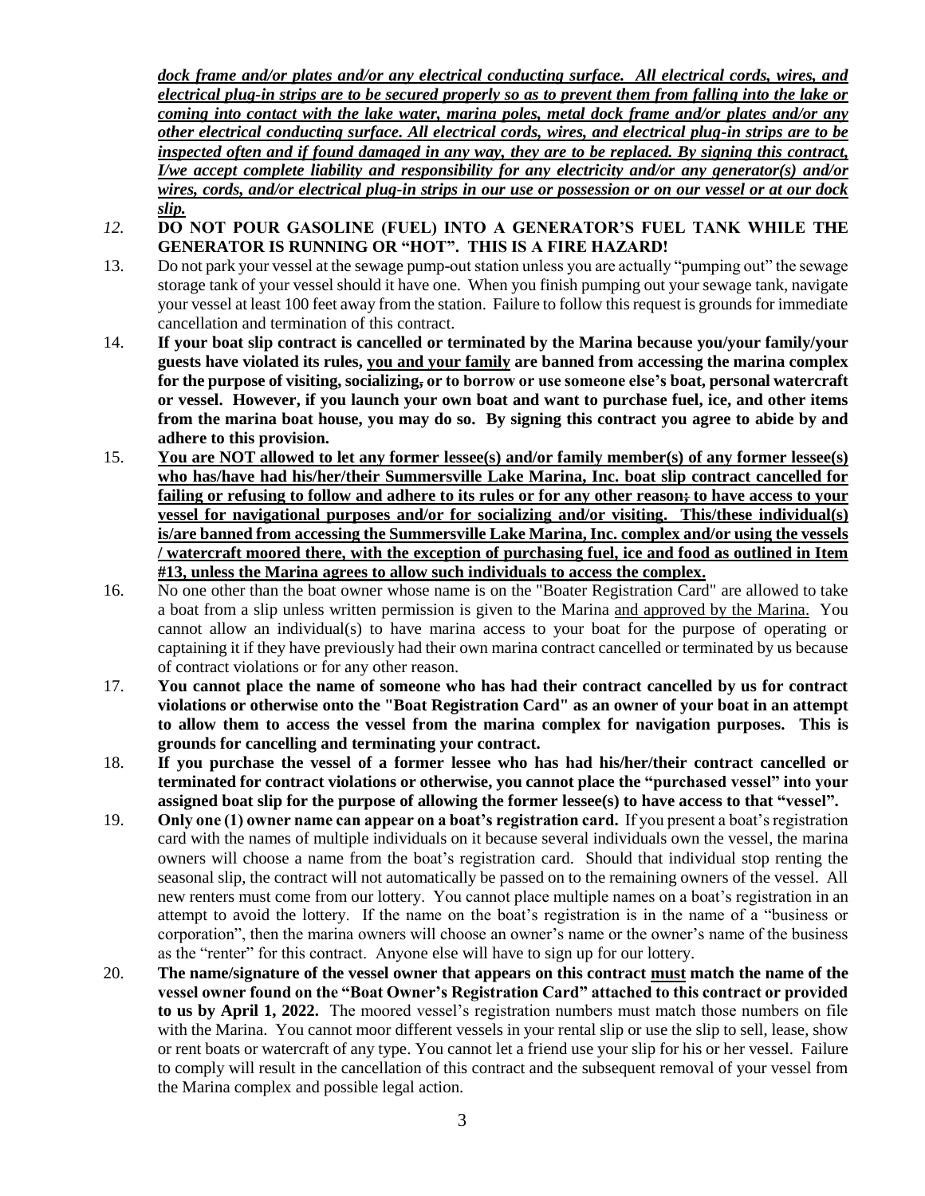***dock frame and/or plates and/or any electrical conducting surface. All electrical cords, wires, and electrical plug-in strips are to be secured properly so as to prevent them from falling into the lake or coming into contact with the lake water, marina poles, metal dock frame and/or plates and/or any other electrical conducting surface. All electrical cords, wires, and electrical plug-in strips are to be inspected often and if found damaged in any way, they are to be replaced. By signing this contract, I/we accept complete liability and responsibility for any electricity and/or any generator(s) and/or wires, cords, and/or electrical plug-in strips in our use or possession or on our vessel or at our dock slip.***

*12.* **DO NOT POUR GASOLINE (FUEL) INTO A GENERATOR'S FUEL TANK WHILE THE GENERATOR IS RUNNING OR "HOT". THIS IS A FIRE HAZARD!**

13. Do not park your vessel at the sewage pump-out station unless you are actually "pumping out" the sewage storage tank of your vessel should it have one. When you finish pumping out your sewage tank, navigate your vessel at least 100 feet away from the station. Failure to follow this request is grounds for immediate cancellation and termination of this contract.

14. **If your boat slip contract is cancelled or terminated by the Marina because you/your family/your guests have violated its rules, <u>you and your family</u> are banned from accessing the marina complex for the purpose of visiting, socializing, or to borrow or use someone else's boat, personal watercraft or vessel. However, if you launch your own boat and want to purchase fuel, ice, and other items from the marina boat house, you may do so. By signing this contract you agree to abide by and adhere to this provision.**

15. **<u>You are NOT allowed to let any former lessee(s) and/or family member(s) of any former lessee(s) who has/have had his/her/their Summersville Lake Marina, Inc. boat slip contract cancelled for failing or refusing to follow and adhere to its rules or for any other reason; to have access to your vessel for navigational purposes and/or for socializing and/or visiting. This/these individual(s) is/are banned from accessing the Summersville Lake Marina, Inc. complex and/or using the vessels / watercraft moored there, with the exception of purchasing fuel, ice and food as outlined in Item #13, unless the Marina agrees to allow such individuals to access the complex.</u>**

16. No one other than the boat owner whose name is on the "Boater Registration Card" are allowed to take a boat from a slip unless written permission is given to the Marina <u>and approved by the Marina.</u> You cannot allow an individual(s) to have marina access to your boat for the purpose of operating or captaining it if they have previously had their own marina contract cancelled or terminated by us because of contract violations or for any other reason.

17. **You cannot place the name of someone who has had their contract cancelled by us for contract violations or otherwise onto the "Boat Registration Card" as an owner of your boat in an attempt to allow them to access the vessel from the marina complex for navigation purposes. This is grounds for cancelling and terminating your contract.**

18. **If you purchase the vessel of a former lessee who has had his/her/their contract cancelled or terminated for contract violations or otherwise, you cannot place the "purchased vessel" into your assigned boat slip for the purpose of allowing the former lessee(s) to have access to that "vessel".**

19. **Only one (1) owner name can appear on a boat's registration card.** If you present a boat's registration card with the names of multiple individuals on it because several individuals own the vessel, the marina owners will choose a name from the boat's registration card. Should that individual stop renting the seasonal slip, the contract will not automatically be passed on to the remaining owners of the vessel. All new renters must come from our lottery. You cannot place multiple names on a boat's registration in an attempt to avoid the lottery. If the name on the boat's registration is in the name of a "business or corporation", then the marina owners will choose an owner's name or the owner's name of the business as the "renter" for this contract. Anyone else will have to sign up for our lottery.

20. **The name/signature of the vessel owner that appears on this contract <u>must</u> match the name of the vessel owner found on the "Boat Owner's Registration Card" attached to this contract or provided to us by April 1, 2022.** The moored vessel's registration numbers must match those numbers on file with the Marina. You cannot moor different vessels in your rental slip or use the slip to sell, lease, show or rent boats or watercraft of any type. You cannot let a friend use your slip for his or her vessel. Failure to comply will result in the cancellation of this contract and the subsequent removal of your vessel from the Marina complex and possible legal action.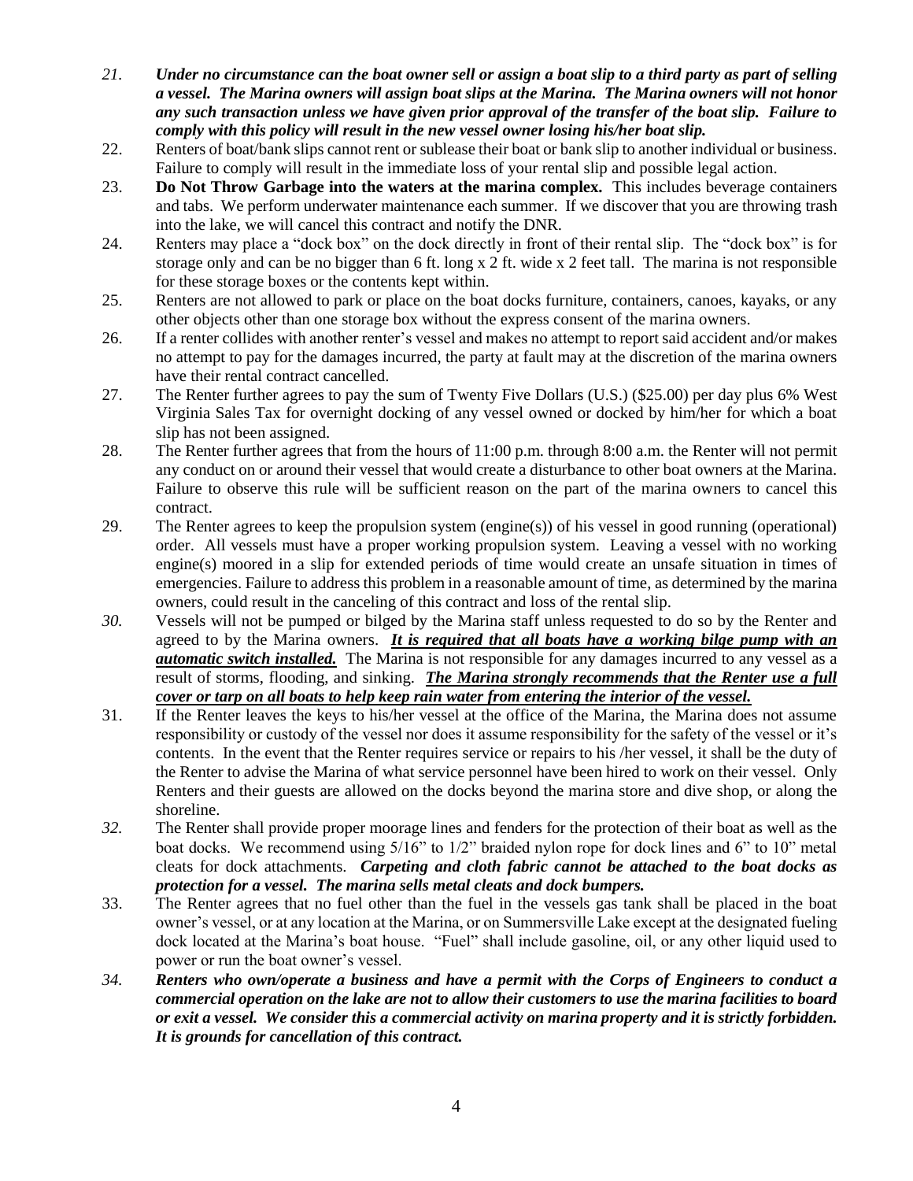21. ***Under no circumstance can the boat owner sell or assign a boat slip to a third party as part of selling a vessel. The Marina owners will assign boat slips at the Marina. The Marina owners will not honor any such transaction unless we have given prior approval of the transfer of the boat slip. Failure to comply with this policy will result in the new vessel owner losing his/her boat slip.***
22. Renters of boat/bank slips cannot rent or sublease their boat or bank slip to another individual or business. Failure to comply will result in the immediate loss of your rental slip and possible legal action.
23. **Do Not Throw Garbage into the waters at the marina complex.** This includes beverage containers and tabs. We perform underwater maintenance each summer. If we discover that you are throwing trash into the lake, we will cancel this contract and notify the DNR.
24. Renters may place a "dock box" on the dock directly in front of their rental slip. The "dock box" is for storage only and can be no bigger than 6 ft. long x 2 ft. wide x 2 feet tall. The marina is not responsible for these storage boxes or the contents kept within.
25. Renters are not allowed to park or place on the boat docks furniture, containers, canoes, kayaks, or any other objects other than one storage box without the express consent of the marina owners.
26. If a renter collides with another renter's vessel and makes no attempt to report said accident and/or makes no attempt to pay for the damages incurred, the party at fault may at the discretion of the marina owners have their rental contract cancelled.
27. The Renter further agrees to pay the sum of Twenty Five Dollars (U.S.) ($25.00) per day plus 6% West Virginia Sales Tax for overnight docking of any vessel owned or docked by him/her for which a boat slip has not been assigned.
28. The Renter further agrees that from the hours of 11:00 p.m. through 8:00 a.m. the Renter will not permit any conduct on or around their vessel that would create a disturbance to other boat owners at the Marina. Failure to observe this rule will be sufficient reason on the part of the marina owners to cancel this contract.
29. The Renter agrees to keep the propulsion system (engine(s)) of his vessel in good running (operational) order. All vessels must have a proper working propulsion system. Leaving a vessel with no working engine(s) moored in a slip for extended periods of time would create an unsafe situation in times of emergencies. Failure to address this problem in a reasonable amount of time, as determined by the marina owners, could result in the canceling of this contract and loss of the rental slip.
30. Vessels will not be pumped or bilged by the Marina staff unless requested to do so by the Renter and agreed to by the Marina owners. ***<u>It is required that all boats have a working bilge pump with an automatic switch installed.</u>*** The Marina is not responsible for any damages incurred to any vessel as a result of storms, flooding, and sinking. ***<u>The Marina strongly recommends that the Renter use a full cover or tarp on all boats to help keep rain water from entering the interior of the vessel.</u>***
31. If the Renter leaves the keys to his/her vessel at the office of the Marina, the Marina does not assume responsibility or custody of the vessel nor does it assume responsibility for the safety of the vessel or it's contents. In the event that the Renter requires service or repairs to his /her vessel, it shall be the duty of the Renter to advise the Marina of what service personnel have been hired to work on their vessel. Only Renters and their guests are allowed on the docks beyond the marina store and dive shop, or along the shoreline.
32. The Renter shall provide proper moorage lines and fenders for the protection of their boat as well as the boat docks. We recommend using 5/16" to 1/2" braided nylon rope for dock lines and 6" to 10" metal cleats for dock attachments. ***Carpeting and cloth fabric cannot be attached to the boat docks as protection for a vessel. The marina sells metal cleats and dock bumpers.***
33. The Renter agrees that no fuel other than the fuel in the vessels gas tank shall be placed in the boat owner's vessel, or at any location at the Marina, or on Summersville Lake except at the designated fueling dock located at the Marina's boat house. "Fuel" shall include gasoline, oil, or any other liquid used to power or run the boat owner's vessel.
34. ***Renters who own/operate a business and have a permit with the Corps of Engineers to conduct a commercial operation on the lake are not to allow their customers to use the marina facilities to board or exit a vessel. We consider this a commercial activity on marina property and it is strictly forbidden. It is grounds for cancellation of this contract.***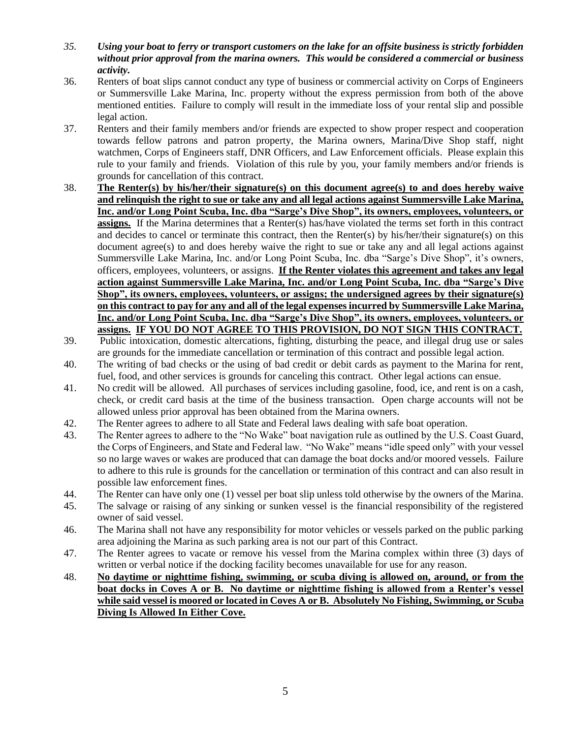35. ***Using your boat to ferry or transport customers on the lake for an offsite business is strictly forbidden without prior approval from the marina owners. This would be considered a commercial or business activity.***

36. Renters of boat slips cannot conduct any type of business or commercial activity on Corps of Engineers or Summersville Lake Marina, Inc. property without the express permission from both of the above mentioned entities. Failure to comply will result in the immediate loss of your rental slip and possible legal action.

37. Renters and their family members and/or friends are expected to show proper respect and cooperation towards fellow patrons and patron property, the Marina owners, Marina/Dive Shop staff, night watchmen, Corps of Engineers staff, DNR Officers, and Law Enforcement officials. Please explain this rule to your family and friends. Violation of this rule by you, your family members and/or friends is grounds for cancellation of this contract.

38. <u>**The Renter(s) by his/her/their signature(s) on this document agree(s) to and does hereby waive and relinquish the right to sue or take any and all legal actions against Summersville Lake Marina, Inc. and/or Long Point Scuba, Inc. dba "Sarge's Dive Shop", its owners, employees, volunteers, or assigns.**</u> If the Marina determines that a Renter(s) has/have violated the terms set forth in this contract and decides to cancel or terminate this contract, then the Renter(s) by his/her/their signature(s) on this document agree(s) to and does hereby waive the right to sue or take any and all legal actions against Summersville Lake Marina, Inc. and/or Long Point Scuba, Inc. dba "Sarge's Dive Shop", it's owners, officers, employees, volunteers, or assigns. <u>**If the Renter violates this agreement and takes any legal action against Summersville Lake Marina, Inc. and/or Long Point Scuba, Inc. dba "Sarge's Dive Shop", its owners, employees, volunteers, or assigns; the undersigned agrees by their signature(s) on this contract to pay for any and all of the legal expenses incurred by Summersville Lake Marina, Inc. and/or Long Point Scuba, Inc. dba "Sarge's Dive Shop", its owners, employees, volunteers, or assigns. IF YOU DO NOT AGREE TO THIS PROVISION, DO NOT SIGN THIS CONTRACT.**</u>

39. Public intoxication, domestic altercations, fighting, disturbing the peace, and illegal drug use or sales are grounds for the immediate cancellation or termination of this contract and possible legal action.

40. The writing of bad checks or the using of bad credit or debit cards as payment to the Marina for rent, fuel, food, and other services is grounds for canceling this contract. Other legal actions can ensue.

41. No credit will be allowed. All purchases of services including gasoline, food, ice, and rent is on a cash, check, or credit card basis at the time of the business transaction. Open charge accounts will not be allowed unless prior approval has been obtained from the Marina owners.

42. The Renter agrees to adhere to all State and Federal laws dealing with safe boat operation.

43. The Renter agrees to adhere to the "No Wake" boat navigation rule as outlined by the U.S. Coast Guard, the Corps of Engineers, and State and Federal law. "No Wake" means "idle speed only" with your vessel so no large waves or wakes are produced that can damage the boat docks and/or moored vessels. Failure to adhere to this rule is grounds for the cancellation or termination of this contract and can also result in possible law enforcement fines.

44. The Renter can have only one (1) vessel per boat slip unless told otherwise by the owners of the Marina.

45. The salvage or raising of any sinking or sunken vessel is the financial responsibility of the registered owner of said vessel.

46. The Marina shall not have any responsibility for motor vehicles or vessels parked on the public parking area adjoining the Marina as such parking area is not our part of this Contract.

47. The Renter agrees to vacate or remove his vessel from the Marina complex within three (3) days of written or verbal notice if the docking facility becomes unavailable for use for any reason.

48. <u>**No daytime or nighttime fishing, swimming, or scuba diving is allowed on, around, or from the boat docks in Coves A or B. No daytime or nighttime fishing is allowed from a Renter's vessel while said vessel is moored or located in Coves A or B. Absolutely No Fishing, Swimming, or Scuba Diving Is Allowed In Either Cove.**</u>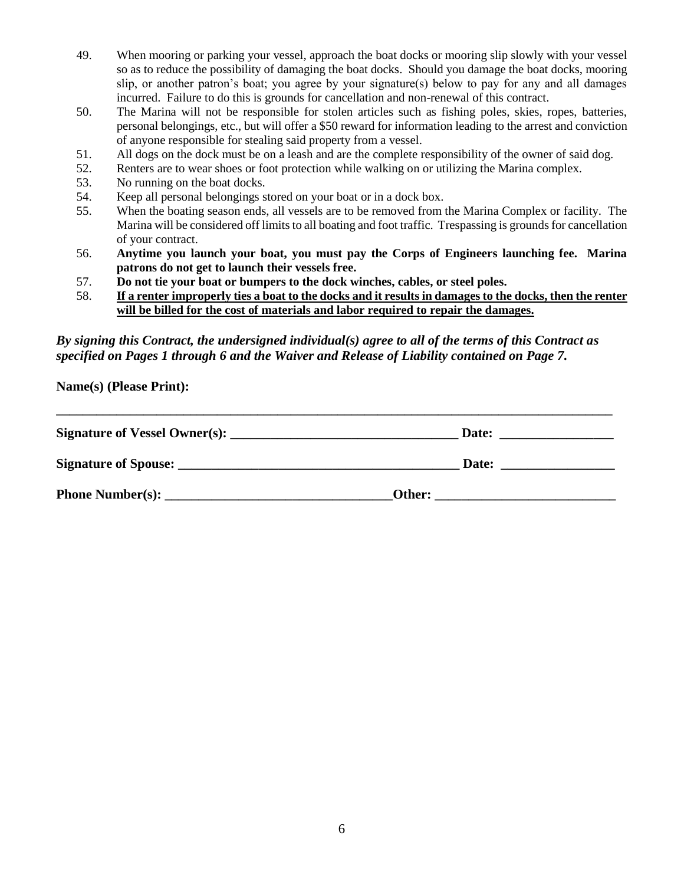49. When mooring or parking your vessel, approach the boat docks or mooring slip slowly with your vessel so as to reduce the possibility of damaging the boat docks. Should you damage the boat docks, mooring slip, or another patron's boat; you agree by your signature(s) below to pay for any and all damages incurred. Failure to do this is grounds for cancellation and non-renewal of this contract.
50. The Marina will not be responsible for stolen articles such as fishing poles, skies, ropes, batteries, personal belongings, etc., but will offer a $50 reward for information leading to the arrest and conviction of anyone responsible for stealing said property from a vessel.
51. All dogs on the dock must be on a leash and are the complete responsibility of the owner of said dog.
52. Renters are to wear shoes or foot protection while walking on or utilizing the Marina complex.
53. No running on the boat docks.
54. Keep all personal belongings stored on your boat or in a dock box.
55. When the boating season ends, all vessels are to be removed from the Marina Complex or facility. The Marina will be considered off limits to all boating and foot traffic. Trespassing is grounds for cancellation of your contract.
56. **Anytime you launch your boat, you must pay the Corps of Engineers launching fee. Marina patrons do not get to launch their vessels free.**
57. **Do not tie your boat or bumpers to the dock winches, cables, or steel poles.**
58. **<u>If a renter improperly ties a boat to the docks and it results in damages to the docks, then the renter will be billed for the cost of materials and labor required to repair the damages.</u>**

***By signing this Contract, the undersigned individual(s) agree to all of the terms of this Contract as specified on Pages 1 through 6 and the Waiver and Release of Liability contained on Page 7.***

**Name(s) (Please Print):**

_______________________________________________________________________________

**Signature of Vessel Owner(s):** ___________________________________ **Date:** _________________

**Signature of Spouse:** ____________________________________________ **Date:** _________________

**Phone Number(s):** ___________________________________**Other:** ___________________________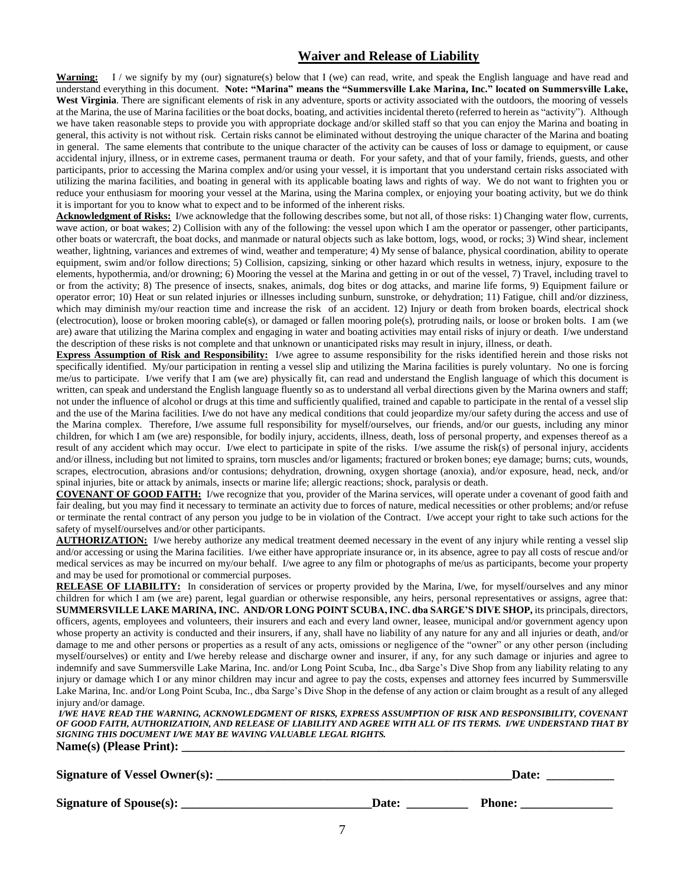## Waiver and Release of Liability

**Warning:** I / we signify by my (our) signature(s) below that I (we) can read, write, and speak the English language and have read and understand everything in this document. **Note: "Marina" means the "Summersville Lake Marina, Inc." located on Summersville Lake, West Virginia**. There are significant elements of risk in any adventure, sports or activity associated with the outdoors, the mooring of vessels at the Marina, the use of Marina facilities or the boat docks, boating, and activities incidental thereto (referred to herein as "activity"). Although we have taken reasonable steps to provide you with appropriate dockage and/or skilled staff so that you can enjoy the Marina and boating in general, this activity is not without risk. Certain risks cannot be eliminated without destroying the unique character of the Marina and boating in general. The same elements that contribute to the unique character of the activity can be causes of loss or damage to equipment, or cause accidental injury, illness, or in extreme cases, permanent trauma or death. For your safety, and that of your family, friends, guests, and other participants, prior to accessing the Marina complex and/or using your vessel, it is important that you understand certain risks associated with utilizing the marina facilities, and boating in general with its applicable boating laws and rights of way. We do not want to frighten you or reduce your enthusiasm for mooring your vessel at the Marina, using the Marina complex, or enjoying your boating activity, but we do think it is important for you to know what to expect and to be informed of the inherent risks.

**Acknowledgment of Risks:** I/we acknowledge that the following describes some, but not all, of those risks: 1) Changing water flow, currents, wave action, or boat wakes; 2) Collision with any of the following: the vessel upon which I am the operator or passenger, other participants, other boats or watercraft, the boat docks, and manmade or natural objects such as lake bottom, logs, wood, or rocks; 3) Wind shear, inclement weather, lightning, variances and extremes of wind, weather and temperature; 4) My sense of balance, physical coordination, ability to operate equipment, swim and/or follow directions; 5) Collision, capsizing, sinking or other hazard which results in wetness, injury, exposure to the elements, hypothermia, and/or drowning; 6) Mooring the vessel at the Marina and getting in or out of the vessel, 7) Travel, including travel to or from the activity; 8) The presence of insects, snakes, animals, dog bites or dog attacks, and marine life forms, 9) Equipment failure or operator error; 10) Heat or sun related injuries or illnesses including sunburn, sunstroke, or dehydration; 11) Fatigue, chill and/or dizziness, which may diminish my/our reaction time and increase the risk of an accident. 12) Injury or death from broken boards, electrical shock (electrocution), loose or broken mooring cable(s), or damaged or fallen mooring pole(s), protruding nails, or loose or broken bolts. I am (we are) aware that utilizing the Marina complex and engaging in water and boating activities may entail risks of injury or death. I/we understand the description of these risks is not complete and that unknown or unanticipated risks may result in injury, illness, or death.

**Express Assumption of Risk and Responsibility:** I/we agree to assume responsibility for the risks identified herein and those risks not specifically identified. My/our participation in renting a vessel slip and utilizing the Marina facilities is purely voluntary. No one is forcing me/us to participate. I/we verify that I am (we are) physically fit, can read and understand the English language of which this document is written, can speak and understand the English language fluently so as to understand all verbal directions given by the Marina owners and staff; not under the influence of alcohol or drugs at this time and sufficiently qualified, trained and capable to participate in the rental of a vessel slip and the use of the Marina facilities. I/we do not have any medical conditions that could jeopardize my/our safety during the access and use of the Marina complex. Therefore, I/we assume full responsibility for myself/ourselves, our friends, and/or our guests, including any minor children, for which I am (we are) responsible, for bodily injury, accidents, illness, death, loss of personal property, and expenses thereof as a result of any accident which may occur. I/we elect to participate in spite of the risks. I/we assume the risk(s) of personal injury, accidents and/or illness, including but not limited to sprains, torn muscles and/or ligaments; fractured or broken bones; eye damage; burns; cuts, wounds, scrapes, electrocution, abrasions and/or contusions; dehydration, drowning, oxygen shortage (anoxia), and/or exposure, head, neck, and/or spinal injuries, bite or attack by animals, insects or marine life; allergic reactions; shock, paralysis or death.

**COVENANT OF GOOD FAITH:** I/we recognize that you, provider of the Marina services, will operate under a covenant of good faith and fair dealing, but you may find it necessary to terminate an activity due to forces of nature, medical necessities or other problems; and/or refuse or terminate the rental contract of any person you judge to be in violation of the Contract. I/we accept your right to take such actions for the safety of myself/ourselves and/or other participants.

**AUTHORIZATION:** I/we hereby authorize any medical treatment deemed necessary in the event of any injury while renting a vessel slip and/or accessing or using the Marina facilities. I/we either have appropriate insurance or, in its absence, agree to pay all costs of rescue and/or medical services as may be incurred on my/our behalf. I/we agree to any film or photographs of me/us as participants, become your property and may be used for promotional or commercial purposes.

**RELEASE OF LIABILITY:** In consideration of services or property provided by the Marina, I/we, for myself/ourselves and any minor children for which I am (we are) parent, legal guardian or otherwise responsible, any heirs, personal representatives or assigns, agree that: **SUMMERSVILLE LAKE MARINA, INC. AND/OR LONG POINT SCUBA, INC. dba SARGE'S DIVE SHOP,** its principals, directors, officers, agents, employees and volunteers, their insurers and each and every land owner, leasee, municipal and/or government agency upon whose property an activity is conducted and their insurers, if any, shall have no liability of any nature for any and all injuries or death, and/or damage to me and other persons or properties as a result of any acts, omissions or negligence of the "owner" or any other person (including myself/ourselves) or entity and I/we hereby release and discharge owner and insurer, if any, for any such damage or injuries and agree to indemnify and save Summersville Lake Marina, Inc. and/or Long Point Scuba, Inc., dba Sarge's Dive Shop from any liability relating to any injury or damage which I or any minor children may incur and agree to pay the costs, expenses and attorney fees incurred by Summersville Lake Marina, Inc. and/or Long Point Scuba, Inc., dba Sarge's Dive Shop in the defense of any action or claim brought as a result of any alleged injury and/or damage.

***I/WE HAVE READ THE WARNING, ACKNOWLEDGMENT OF RISKS, EXPRESS ASSUMPTION OF RISK AND RESPONSIBILITY, COVENANT OF GOOD FAITH, AUTHORIZATIOIN, AND RELEASE OF LIABILITY AND AGREE WITH ALL OF ITS TERMS. I/WE UNDERSTAND THAT BY SIGNING THIS DOCUMENT I/WE MAY BE WAVING VALUABLE LEGAL RIGHTS.***

**Name(s) (Please Print):** ______________________________________________

**Signature of Vessel Owner(s):** ______________________________ **Date:** __________

**Signature of Spouse(s):** ______________________ **Date:** __________ **Phone:** ______________